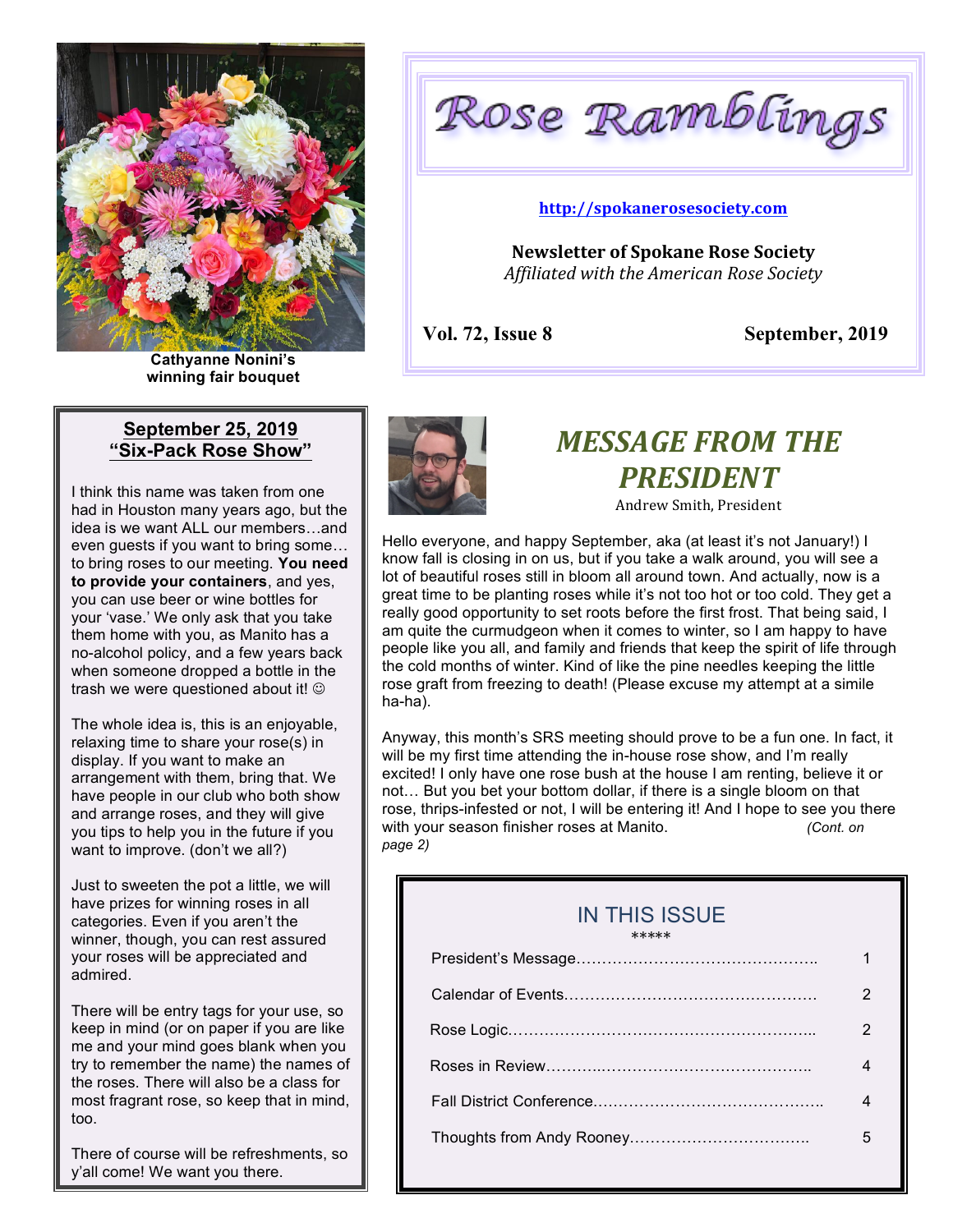# Rose Ramblings

http://spokanerosesociety.com

**Newsletter of Spokane Rose Society**
*Affiliated with the American Rose Society*

**Vol. 72, Issue 8** **September, 2019**

Cathyanne Nonini's winning fair bouquet

## MESSAGE FROM THE PRESIDENT

Andrew Smith, President

Hello everyone, and happy September, aka (at least it's not January!) I know fall is closing in on us, but if you take a walk around, you will see a lot of beautiful roses still in bloom all around town. And actually, now is a great time to be planting roses while it's not too hot or too cold. They get a really good opportunity to set roots before the first frost. That being said, I am quite the curmudgeon when it comes to winter, so I am happy to have people like you all, and family and friends that keep the spirit of life through the cold months of winter. Kind of like the pine needles keeping the little rose graft from freezing to death! (Please excuse my attempt at a simile ha-ha).

Anyway, this month's SRS meeting should prove to be a fun one. In fact, it will be my first time attending the in-house rose show, and I'm really excited! I only have one rose bush at the house I am renting, believe it or not… But you bet your bottom dollar, if there is a single bloom on that rose, thrips-infested or not, I will be entering it! And I hope to see you there with your season finisher roses at Manito. *(Cont. on page 2)*

## September 25, 2019 "Six-Pack Rose Show"

I think this name was taken from one had in Houston many years ago, but the idea is we want ALL our members…and even guests if you want to bring some…to bring roses to our meeting. **You need to provide your containers**, and yes, you can use beer or wine bottles for your 'vase.' We only ask that you take them home with you, as Manito has a no-alcohol policy, and a few years back when someone dropped a bottle in the trash we were questioned about it! ☺

The whole idea is, this is an enjoyable, relaxing time to share your rose(s) in display. If you want to make an arrangement with them, bring that. We have people in our club who both show and arrange roses, and they will give you tips to help you in the future if you want to improve. (don't we all?)

Just to sweeten the pot a little, we will have prizes for winning roses in all categories. Even if you aren't the winner, though, you can rest assured your roses will be appreciated and admired.

There will be entry tags for your use, so keep in mind (or on paper if you are like me and your mind goes blank when you try to remember the name) the names of the roses. There will also be a class for most fragrant rose, so keep that in mind, too.

There of course will be refreshments, so y'all come! We want you there.

## IN THIS ISSUE

\*\*\*\*\*

| | |
|---|---|
| President's Message | 1 |
| Calendar of Events | 2 |
| Rose Logic | 2 |
| Roses in Review | 4 |
| Fall District Conference | 4 |
| Thoughts from Andy Rooney | 5 |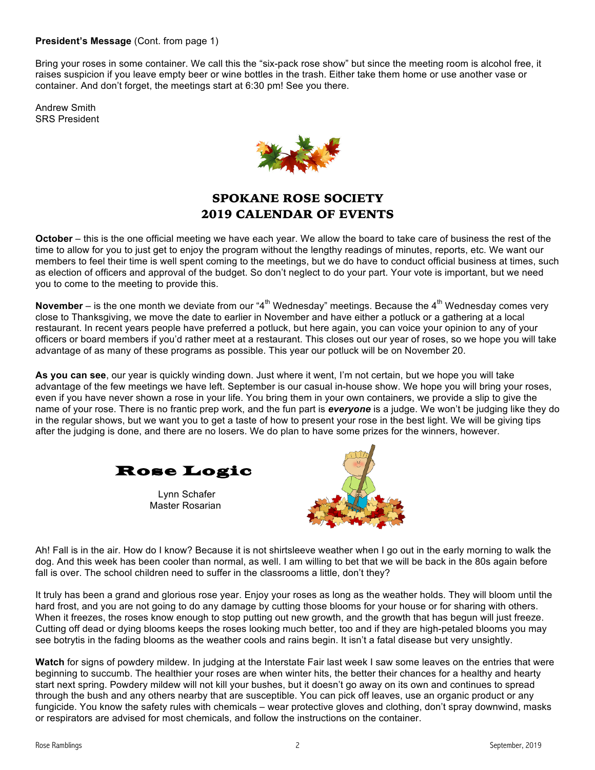**President's Message** (Cont. from page 1)

Bring your roses in some container. We call this the "six-pack rose show" but since the meeting room is alcohol free, it raises suspicion if you leave empty beer or wine bottles in the trash. Either take them home or use another vase or container. And don't forget, the meetings start at 6:30 pm! See you there.

Andrew Smith
SRS President

## SPOKANE ROSE SOCIETY
## 2019 CALENDAR OF EVENTS

**October** – this is the one official meeting we have each year. We allow the board to take care of business the rest of the time to allow for you to just get to enjoy the program without the lengthy readings of minutes, reports, etc. We want our members to feel their time is well spent coming to the meetings, but we do have to conduct official business at times, such as election of officers and approval of the budget. So don't neglect to do your part. Your vote is important, but we need you to come to the meeting to provide this.

**November** – is the one month we deviate from our "4th Wednesday" meetings. Because the 4th Wednesday comes very close to Thanksgiving, we move the date to earlier in November and have either a potluck or a gathering at a local restaurant. In recent years people have preferred a potluck, but here again, you can voice your opinion to any of your officers or board members if you'd rather meet at a restaurant. This closes out our year of roses, so we hope you will take advantage of as many of these programs as possible. This year our potluck will be on November 20.

**As you can see**, our year is quickly winding down. Just where it went, I'm not certain, but we hope you will take advantage of the few meetings we have left. September is our casual in-house show. We hope you will bring your roses, even if you have never shown a rose in your life. You bring them in your own containers, we provide a slip to give the name of your rose. There is no frantic prep work, and the fun part is ***everyone*** is a judge. We won't be judging like they do in the regular shows, but we want you to get a taste of how to present your rose in the best light. We will be giving tips after the judging is done, and there are no losers. We do plan to have some prizes for the winners, however.

## Rose Logic

Lynn Schafer
Master Rosarian

Ah! Fall is in the air. How do I know? Because it is not shirtsleeve weather when I go out in the early morning to walk the dog. And this week has been cooler than normal, as well. I am willing to bet that we will be back in the 80s again before fall is over. The school children need to suffer in the classrooms a little, don't they?

It truly has been a grand and glorious rose year. Enjoy your roses as long as the weather holds. They will bloom until the hard frost, and you are not going to do any damage by cutting those blooms for your house or for sharing with others. When it freezes, the roses know enough to stop putting out new growth, and the growth that has begun will just freeze. Cutting off dead or dying blooms keeps the roses looking much better, too and if they are high-petaled blooms you may see botrytis in the fading blooms as the weather cools and rains begin. It isn't a fatal disease but very unsightly.

**Watch** for signs of powdery mildew. In judging at the Interstate Fair last week I saw some leaves on the entries that were beginning to succumb. The healthier your roses are when winter hits, the better their chances for a healthy and hearty start next spring. Powdery mildew will not kill your bushes, but it doesn't go away on its own and continues to spread through the bush and any others nearby that are susceptible. You can pick off leaves, use an organic product or any fungicide. You know the safety rules with chemicals – wear protective gloves and clothing, don't spray downwind, masks or respirators are advised for most chemicals, and follow the instructions on the container.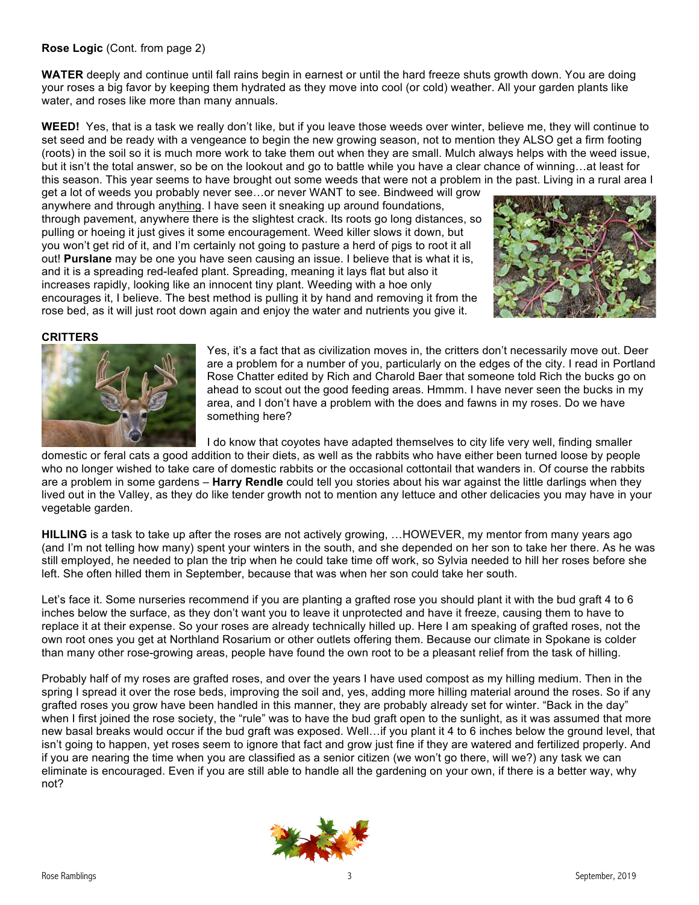**Rose Logic** (Cont. from page 2)

**WATER** deeply and continue until fall rains begin in earnest or until the hard freeze shuts growth down. You are doing your roses a big favor by keeping them hydrated as they move into cool (or cold) weather. All your garden plants like water, and roses like more than many annuals.

**WEED!** Yes, that is a task we really don't like, but if you leave those weeds over winter, believe me, they will continue to set seed and be ready with a vengeance to begin the new growing season, not to mention they ALSO get a firm footing (roots) in the soil so it is much more work to take them out when they are small. Mulch always helps with the weed issue, but it isn't the total answer, so be on the lookout and go to battle while you have a clear chance of winning…at least for this season. This year seems to have brought out some weeds that were not a problem in the past. Living in a rural area I get a lot of weeds you probably never see…or never WANT to see. Bindweed will grow anywhere and through anything. I have seen it sneaking up around foundations, through pavement, anywhere there is the slightest crack. Its roots go long distances, so pulling or hoeing it just gives it some encouragement. Weed killer slows it down, but you won't get rid of it, and I'm certainly not going to pasture a herd of pigs to root it all out! **Purslane** may be one you have seen causing an issue. I believe that is what it is, and it is a spreading red-leafed plant. Spreading, meaning it lays flat but also it increases rapidly, looking like an innocent tiny plant. Weeding with a hoe only encourages it, I believe. The best method is pulling it by hand and removing it from the rose bed, as it will just root down again and enjoy the water and nutrients you give it.

**CRITTERS**

Yes, it's a fact that as civilization moves in, the critters don't necessarily move out. Deer are a problem for a number of you, particularly on the edges of the city. I read in Portland Rose Chatter edited by Rich and Charold Baer that someone told Rich the bucks go on ahead to scout out the good feeding areas. Hmmm. I have never seen the bucks in my area, and I don't have a problem with the does and fawns in my roses. Do we have something here?

I do know that coyotes have adapted themselves to city life very well, finding smaller domestic or feral cats a good addition to their diets, as well as the rabbits who have either been turned loose by people who no longer wished to take care of domestic rabbits or the occasional cottontail that wanders in. Of course the rabbits are a problem in some gardens – **Harry Rendle** could tell you stories about his war against the little darlings when they lived out in the Valley, as they do like tender growth not to mention any lettuce and other delicacies you may have in your vegetable garden.

**HILLING** is a task to take up after the roses are not actively growing, …HOWEVER, my mentor from many years ago (and I'm not telling how many) spent your winters in the south, and she depended on her son to take her there. As he was still employed, he needed to plan the trip when he could take time off work, so Sylvia needed to hill her roses before she left. She often hilled them in September, because that was when her son could take her south.

Let's face it. Some nurseries recommend if you are planting a grafted rose you should plant it with the bud graft 4 to 6 inches below the surface, as they don't want you to leave it unprotected and have it freeze, causing them to have to replace it at their expense. So your roses are already technically hilled up. Here I am speaking of grafted roses, not the own root ones you get at Northland Rosarium or other outlets offering them. Because our climate in Spokane is colder than many other rose-growing areas, people have found the own root to be a pleasant relief from the task of hilling.

Probably half of my roses are grafted roses, and over the years I have used compost as my hilling medium. Then in the spring I spread it over the rose beds, improving the soil and, yes, adding more hilling material around the roses. So if any grafted roses you grow have been handled in this manner, they are probably already set for winter. "Back in the day" when I first joined the rose society, the "rule" was to have the bud graft open to the sunlight, as it was assumed that more new basal breaks would occur if the bud graft was exposed. Well…if you plant it 4 to 6 inches below the ground level, that isn't going to happen, yet roses seem to ignore that fact and grow just fine if they are watered and fertilized properly. And if you are nearing the time when you are classified as a senior citizen (we won't go there, will we?) any task we can eliminate is encouraged. Even if you are still able to handle all the gardening on your own, if there is a better way, why not?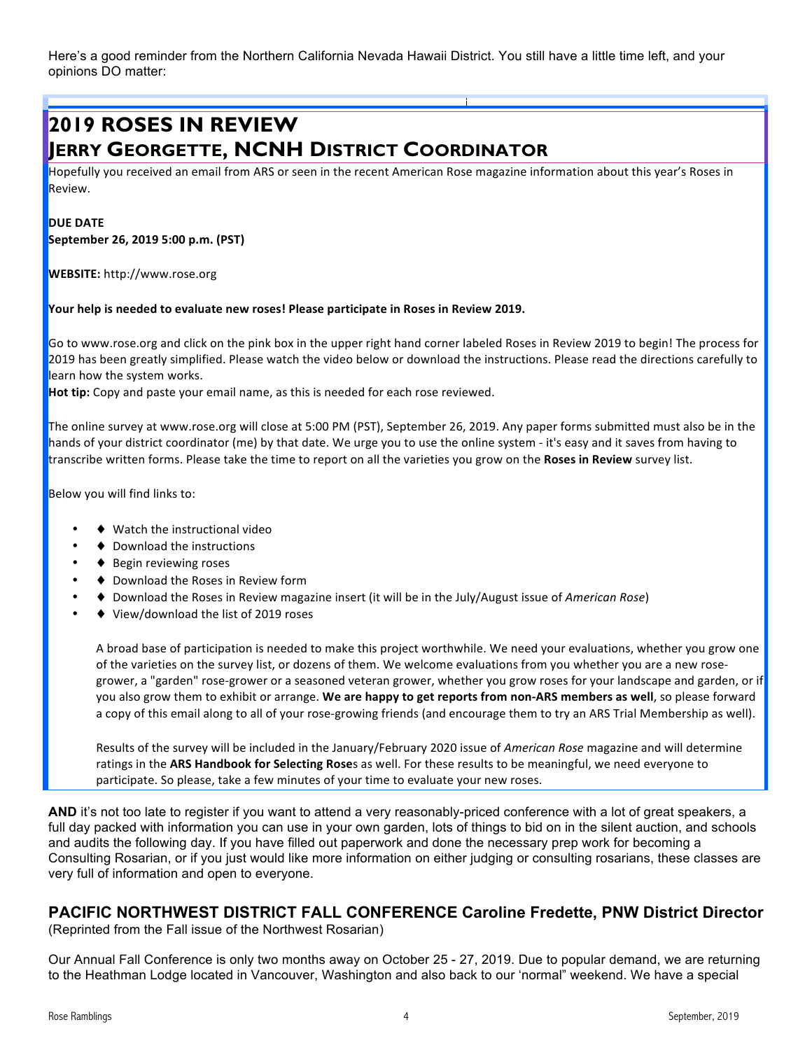Here's a good reminder from the Northern California Nevada Hawaii District. You still have a little time left, and your opinions DO matter:

# 2019 ROSES IN REVIEW

## JERRY GEORGETTE, NCNH DISTRICT COORDINATOR

Hopefully you received an email from ARS or seen in the recent American Rose magazine information about this year's Roses in Review.

**DUE DATE**
**September 26, 2019 5:00 p.m. (PST)**

**WEBSITE:** http://www.rose.org

**Your help is needed to evaluate new roses! Please participate in Roses in Review 2019.**

Go to www.rose.org and click on the pink box in the upper right hand corner labeled Roses in Review 2019 to begin! The process for 2019 has been greatly simplified. Please watch the video below or download the instructions. Please read the directions carefully to learn how the system works.
**Hot tip:** Copy and paste your email name, as this is needed for each rose reviewed.

The online survey at www.rose.org will close at 5:00 PM (PST), September 26, 2019. Any paper forms submitted must also be in the hands of your district coordinator (me) by that date. We urge you to use the online system - it's easy and it saves from having to transcribe written forms. Please take the time to report on all the varieties you grow on the **Roses in Review** survey list.

Below you will find links to:

- ♦ Watch the instructional video
- ♦ Download the instructions
- ♦ Begin reviewing roses
- ♦ Download the Roses in Review form
- ♦ Download the Roses in Review magazine insert (it will be in the July/August issue of *American Rose*)
- ♦ View/download the list of 2019 roses

A broad base of participation is needed to make this project worthwhile. We need your evaluations, whether you grow one of the varieties on the survey list, or dozens of them. We welcome evaluations from you whether you are a new rose-grower, a "garden" rose-grower or a seasoned veteran grower, whether you grow roses for your landscape and garden, or if you also grow them to exhibit or arrange. **We are happy to get reports from non-ARS members as well**, so please forward a copy of this email along to all of your rose-growing friends (and encourage them to try an ARS Trial Membership as well).

Results of the survey will be included in the January/February 2020 issue of *American Rose* magazine and will determine ratings in the **ARS Handbook for Selecting Rose**s as well. For these results to be meaningful, we need everyone to participate. So please, take a few minutes of your time to evaluate your new roses.

**AND** it's not too late to register if you want to attend a very reasonably-priced conference with a lot of great speakers, a full day packed with information you can use in your own garden, lots of things to bid on in the silent auction, and schools and audits the following day. If you have filled out paperwork and done the necessary prep work for becoming a Consulting Rosarian, or if you just would like more information on either judging or consulting rosarians, these classes are very full of information and open to everyone.

## PACIFIC NORTHWEST DISTRICT FALL CONFERENCE Caroline Fredette, PNW District Director

(Reprinted from the Fall issue of the Northwest Rosarian)

Our Annual Fall Conference is only two months away on October 25 - 27, 2019. Due to popular demand, we are returning to the Heathman Lodge located in Vancouver, Washington and also back to our 'normal" weekend. We have a special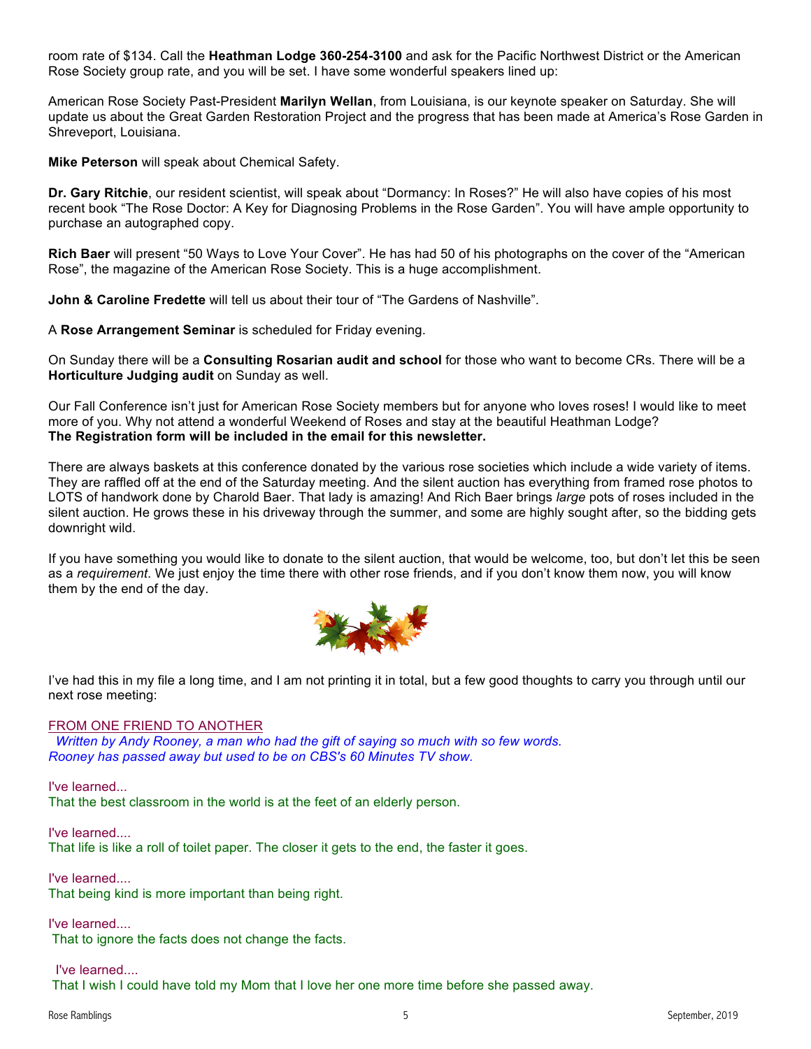room rate of $134. Call the **Heathman Lodge 360-254-3100** and ask for the Pacific Northwest District or the American Rose Society group rate, and you will be set. I have some wonderful speakers lined up:

American Rose Society Past-President **Marilyn Wellan**, from Louisiana, is our keynote speaker on Saturday. She will update us about the Great Garden Restoration Project and the progress that has been made at America's Rose Garden in Shreveport, Louisiana.

**Mike Peterson** will speak about Chemical Safety.

**Dr. Gary Ritchie**, our resident scientist, will speak about "Dormancy: In Roses?" He will also have copies of his most recent book "The Rose Doctor: A Key for Diagnosing Problems in the Rose Garden". You will have ample opportunity to purchase an autographed copy.

**Rich Baer** will present "50 Ways to Love Your Cover". He has had 50 of his photographs on the cover of the "American Rose", the magazine of the American Rose Society. This is a huge accomplishment.

**John & Caroline Fredette** will tell us about their tour of "The Gardens of Nashville".

A **Rose Arrangement Seminar** is scheduled for Friday evening.

On Sunday there will be a **Consulting Rosarian audit and school** for those who want to become CRs. There will be a **Horticulture Judging audit** on Sunday as well.

Our Fall Conference isn't just for American Rose Society members but for anyone who loves roses! I would like to meet more of you. Why not attend a wonderful Weekend of Roses and stay at the beautiful Heathman Lodge?
**The Registration form will be included in the email for this newsletter.**

There are always baskets at this conference donated by the various rose societies which include a wide variety of items. They are raffled off at the end of the Saturday meeting. And the silent auction has everything from framed rose photos to LOTS of handwork done by Charold Baer. That lady is amazing! And Rich Baer brings *large* pots of roses included in the silent auction. He grows these in his driveway through the summer, and some are highly sought after, so the bidding gets downright wild.

If you have something you would like to donate to the silent auction, that would be welcome, too, but don't let this be seen as a *requirement*. We just enjoy the time there with other rose friends, and if you don't know them now, you will know them by the end of the day.

I've had this in my file a long time, and I am not printing it in total, but a few good thoughts to carry you through until our next rose meeting:

FROM ONE FRIEND TO ANOTHER

*Written by Andy Rooney, a man who had the gift of saying so much with so few words. Rooney has passed away but used to be on CBS's 60 Minutes TV show.*

I've learned...
That the best classroom in the world is at the feet of an elderly person.

I've learned....
That life is like a roll of toilet paper. The closer it gets to the end, the faster it goes.

I've learned....
That being kind is more important than being right.

I've learned....
That to ignore the facts does not change the facts.

I've learned....
That I wish I could have told my Mom that I love her one more time before she passed away.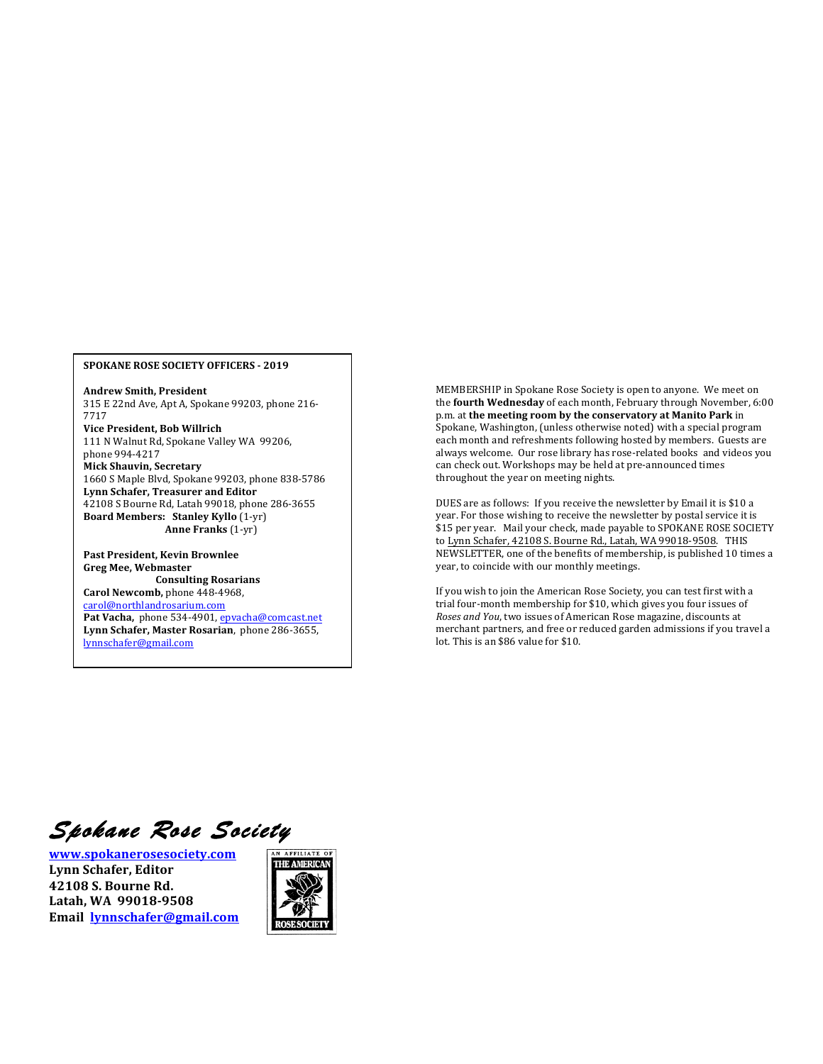**SPOKANE ROSE SOCIETY OFFICERS - 2019**

**Andrew Smith, President**
315 E 22nd Ave, Apt A, Spokane 99203, phone 216-7717
**Vice President, Bob Willrich**
111 N Walnut Rd, Spokane Valley WA 99206, phone 994-4217
**Mick Shauvin, Secretary**
1660 S Maple Blvd, Spokane 99203, phone 838-5786
**Lynn Schafer, Treasurer and Editor**
42108 S Bourne Rd, Latah 99018, phone 286-3655
**Board Members: Stanley Kyllo** (1-yr)
**Anne Franks** (1-yr)

**Past President, Kevin Brownlee**
**Greg Mee, Webmaster**
**Consulting Rosarians**
**Carol Newcomb,** phone 448-4968, carol@northlandrosarium.com
**Pat Vacha,** phone 534-4901, epvacha@comcast.net
**Lynn Schafer, Master Rosarian**, phone 286-3655, lynnschafer@gmail.com

MEMBERSHIP in Spokane Rose Society is open to anyone. We meet on the **fourth Wednesday** of each month, February through November, 6:00 p.m. at **the meeting room by the conservatory at Manito Park** in Spokane, Washington, (unless otherwise noted) with a special program each month and refreshments following hosted by members. Guests are always welcome. Our rose library has rose-related books and videos you can check out. Workshops may be held at pre-announced times throughout the year on meeting nights.

DUES are as follows: If you receive the newsletter by Email it is $10 a year. For those wishing to receive the newsletter by postal service it is $15 per year. Mail your check, made payable to SPOKANE ROSE SOCIETY to Lynn Schafer, 42108 S. Bourne Rd., Latah, WA 99018-9508. THIS NEWSLETTER, one of the benefits of membership, is published 10 times a year, to coincide with our monthly meetings.

If you wish to join the American Rose Society, you can test first with a trial four-month membership for $10, which gives you four issues of *Roses and You*, two issues of American Rose magazine, discounts at merchant partners, and free or reduced garden admissions if you travel a lot. This is an $86 value for $10.

*Spokane Rose Society*

**www.spokanerosesociety.com**
**Lynn Schafer, Editor**
**42108 S. Bourne Rd.**
**Latah, WA 99018-9508**
**Email lynnschafer@gmail.com**

AN AFFILIATE OF THE AMERICAN ROSE SOCIETY